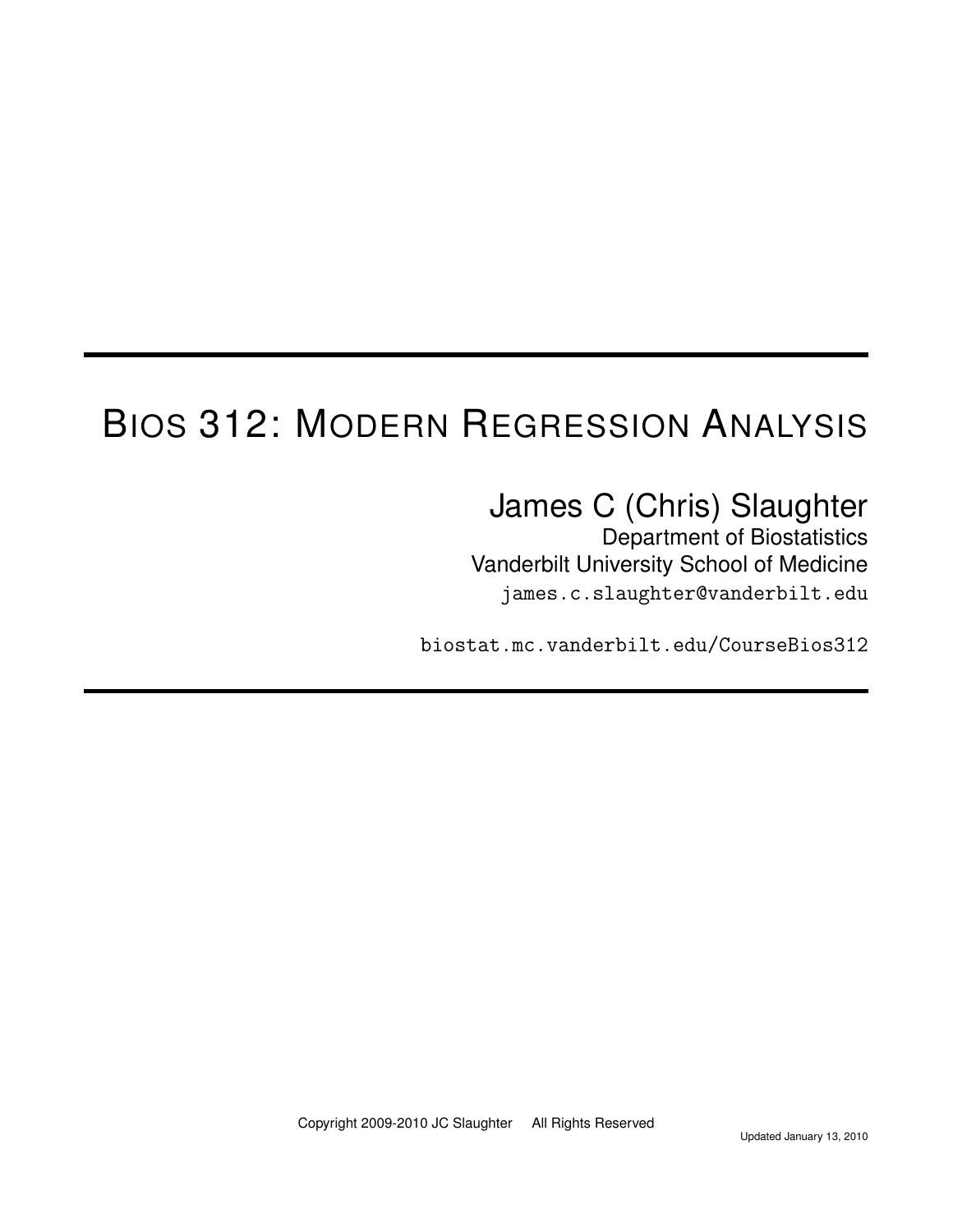# Bios 312: Modern Regression Analysis

## James C (Chris) Slaughter

Department of Biostatistics

Vanderbilt University School of Medicine

james.c.slaughter@vanderbilt.edu

biostat.mc.vanderbilt.edu/CourseBios312

Copyright 2009-2010 JC Slaughter All Rights Reserved

Updated January 13, 2010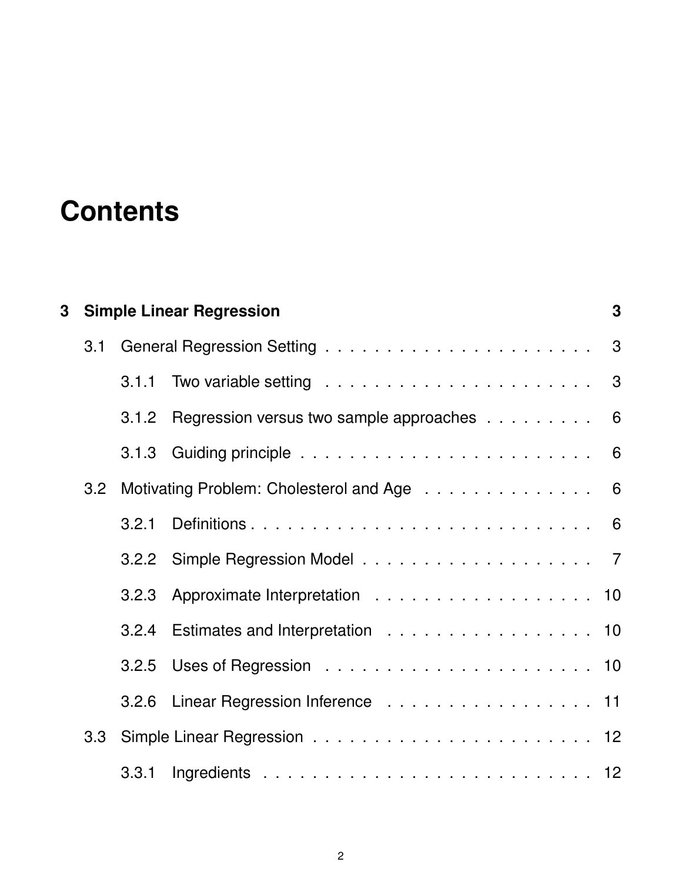# Contents

**3 Simple Linear Regression** **3**

- 3.1 General Regression Setting . . . . . . . . . . . . . . . . . . . . . . 3
  - 3.1.1 Two variable setting . . . . . . . . . . . . . . . . . . . . . . 3
  - 3.1.2 Regression versus two sample approaches . . . . . . . . . 6
  - 3.1.3 Guiding principle . . . . . . . . . . . . . . . . . . . . . . . . 6
- 3.2 Motivating Problem: Cholesterol and Age . . . . . . . . . . . . . . 6
  - 3.2.1 Definitions . . . . . . . . . . . . . . . . . . . . . . . . . . . . 6
  - 3.2.2 Simple Regression Model . . . . . . . . . . . . . . . . . . . 7
  - 3.2.3 Approximate Interpretation . . . . . . . . . . . . . . . . . . 10
  - 3.2.4 Estimates and Interpretation . . . . . . . . . . . . . . . . . 10
  - 3.2.5 Uses of Regression . . . . . . . . . . . . . . . . . . . . . . 10
  - 3.2.6 Linear Regression Inference . . . . . . . . . . . . . . . . . 11
- 3.3 Simple Linear Regression . . . . . . . . . . . . . . . . . . . . . . . 12
  - 3.3.1 Ingredients . . . . . . . . . . . . . . . . . . . . . . . . . . . 12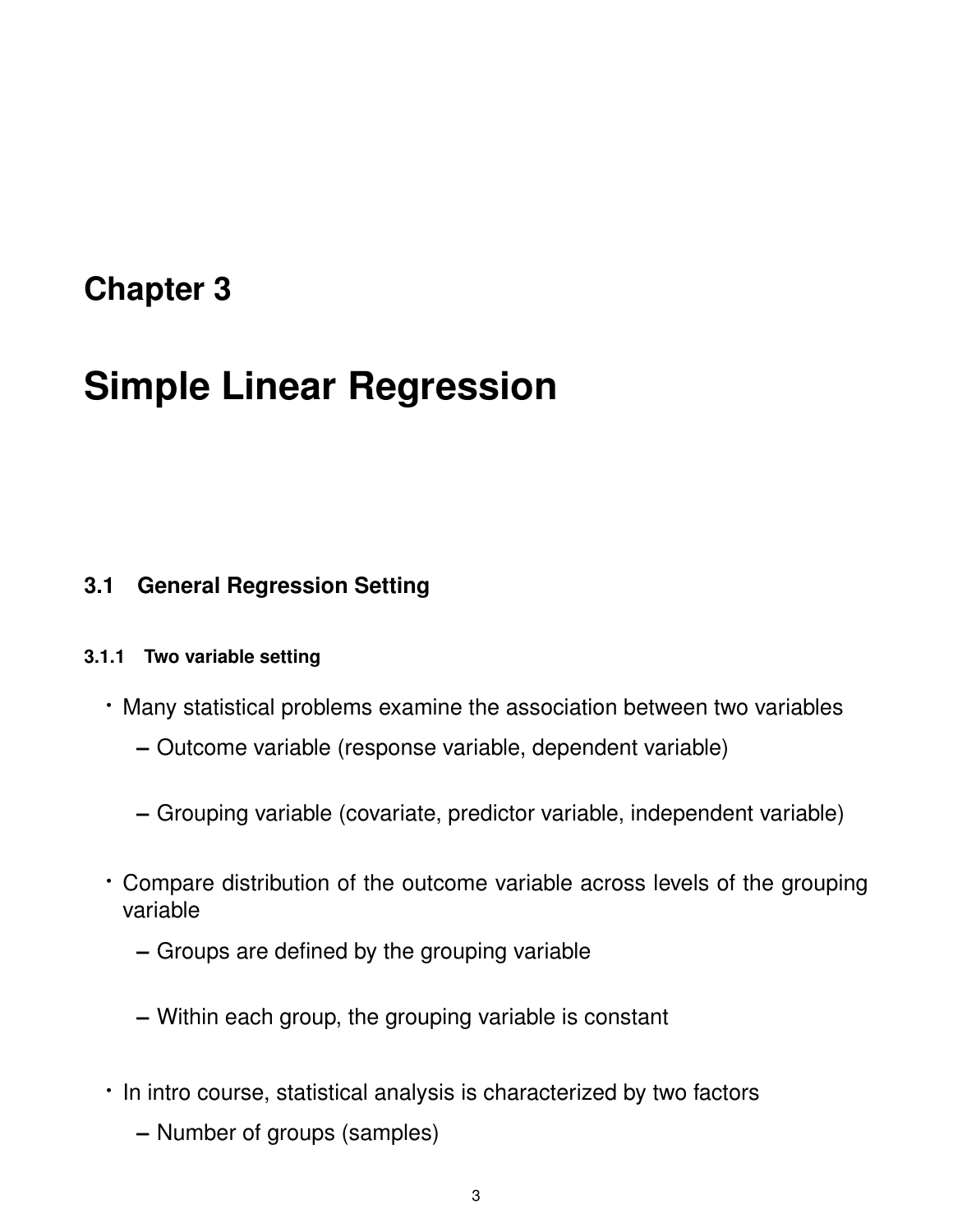# Chapter 3

# Simple Linear Regression

## 3.1 General Regression Setting

### 3.1.1 Two variable setting

- Many statistical problems examine the association between two variables
  - Outcome variable (response variable, dependent variable)
  - Grouping variable (covariate, predictor variable, independent variable)
- Compare distribution of the outcome variable across levels of the grouping variable
  - Groups are defined by the grouping variable
  - Within each group, the grouping variable is constant
- In intro course, statistical analysis is characterized by two factors
  - Number of groups (samples)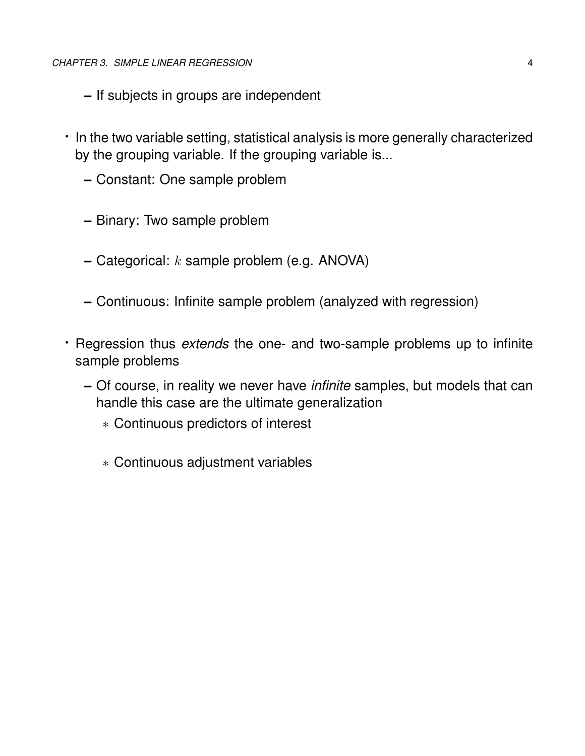- If subjects in groups are independent

- In the two variable setting, statistical analysis is more generally characterized by the grouping variable. If the grouping variable is...
  - Constant: One sample problem
  - Binary: Two sample problem
  - Categorical: $k$ sample problem (e.g. ANOVA)
  - Continuous: Infinite sample problem (analyzed with regression)

- Regression thus *extends* the one- and two-sample problems up to infinite sample problems
  - Of course, in reality we never have *infinite* samples, but models that can handle this case are the ultimate generalization
    - Continuous predictors of interest
    - Continuous adjustment variables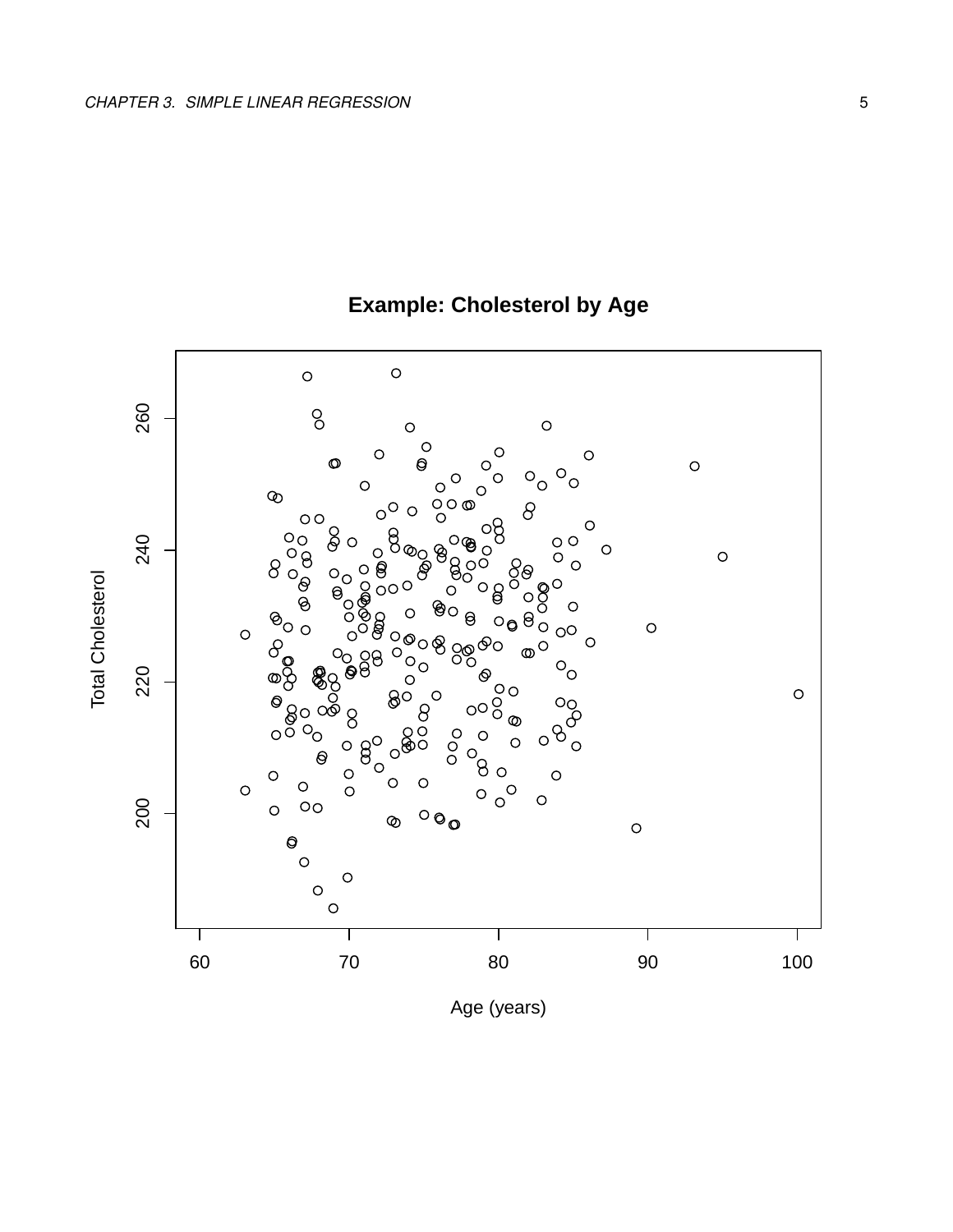**Example: Cholesterol by Age**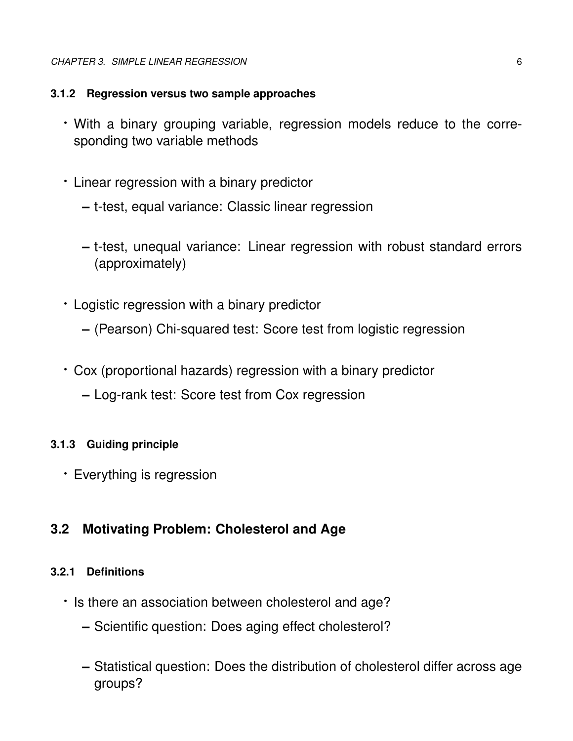### 3.1.2 Regression versus two sample approaches

- With a binary grouping variable, regression models reduce to the corresponding two variable methods
- Linear regression with a binary predictor
  - t-test, equal variance: Classic linear regression
  - t-test, unequal variance: Linear regression with robust standard errors (approximately)
- Logistic regression with a binary predictor
  - (Pearson) Chi-squared test: Score test from logistic regression
- Cox (proportional hazards) regression with a binary predictor
  - Log-rank test: Score test from Cox regression

### 3.1.3 Guiding principle

- Everything is regression

## 3.2 Motivating Problem: Cholesterol and Age

### 3.2.1 Definitions

- Is there an association between cholesterol and age?
  - Scientific question: Does aging effect cholesterol?
  - Statistical question: Does the distribution of cholesterol differ across age groups?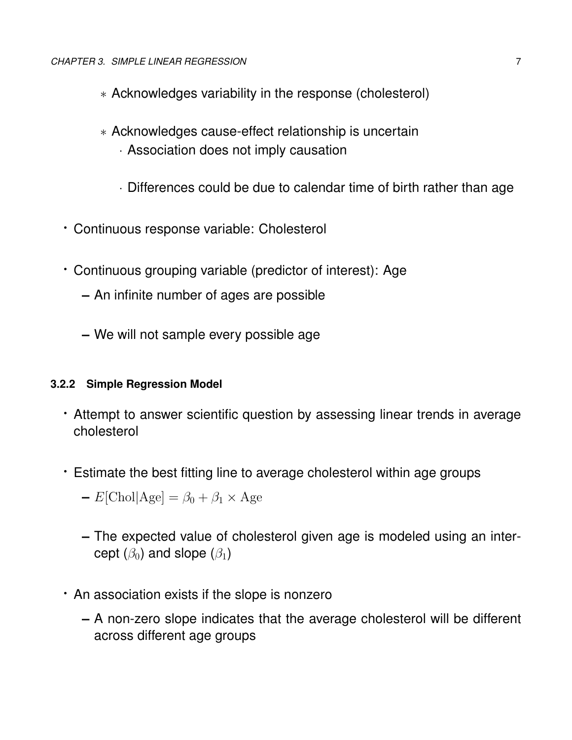- Acknowledges variability in the response (cholesterol)
    - Acknowledges cause-effect relationship is uncertain
      - Association does not imply causation
      - Differences could be due to calendar time of birth rather than age

- Continuous response variable: Cholesterol
- Continuous grouping variable (predictor of interest): Age
  - An infinite number of ages are possible
  - We will not sample every possible age

### 3.2.2 Simple Regression Model

- Attempt to answer scientific question by assessing linear trends in average cholesterol
- Estimate the best fitting line to average cholesterol within age groups
  - $E[\text{Chol}|\text{Age}] = \beta_0 + \beta_1 \times \text{Age}$
  - The expected value of cholesterol given age is modeled using an intercept ($\beta_0$) and slope ($\beta_1$)
- An association exists if the slope is nonzero
  - A non-zero slope indicates that the average cholesterol will be different across different age groups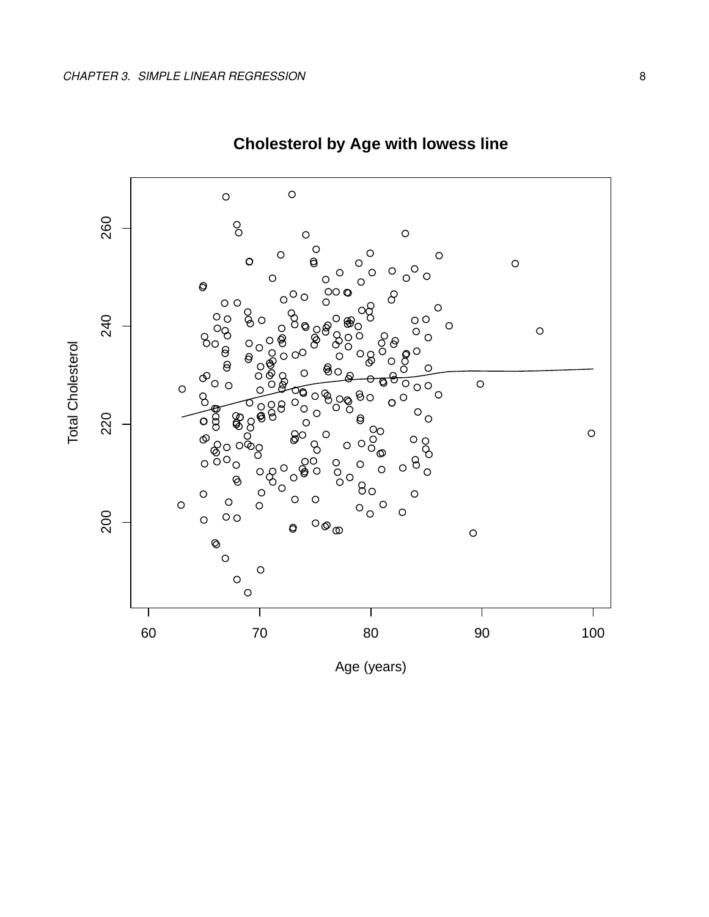**Cholesterol by Age with lowess line**

Total Cholesterol

Age (years)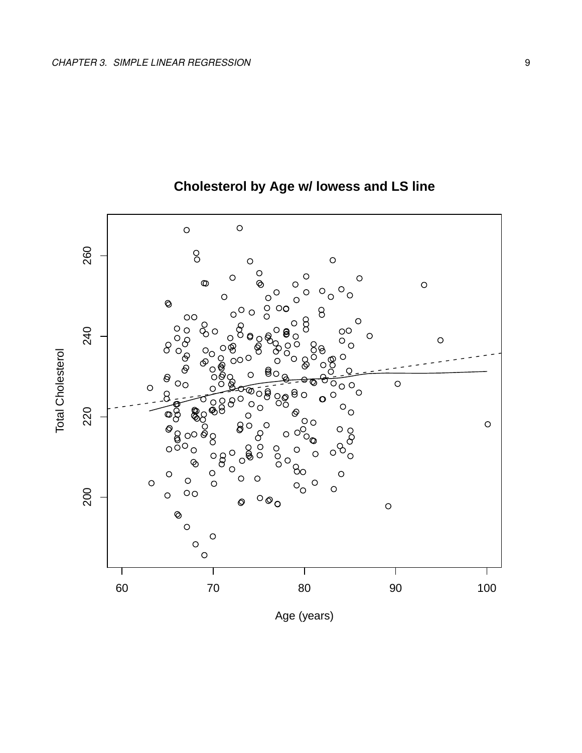**Cholesterol by Age w/ lowess and LS line**

Total Cholesterol

Age (years)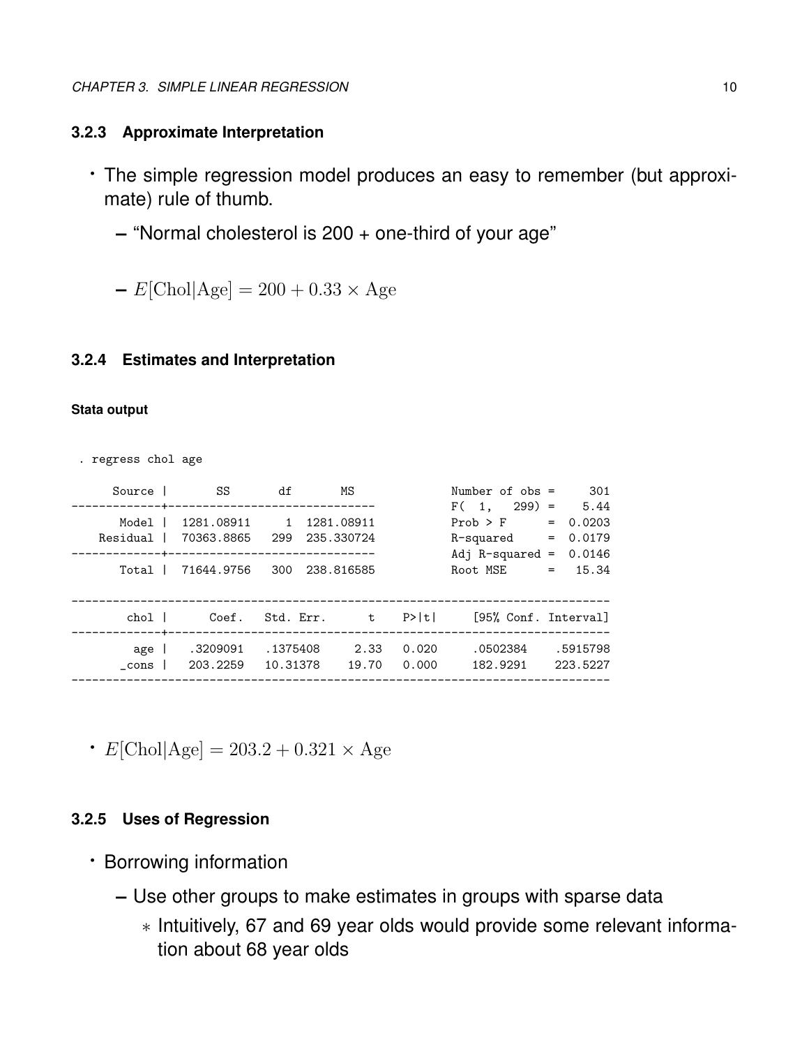### 3.2.3 Approximate Interpretation

- The simple regression model produces an easy to remember (but approximate) rule of thumb.
  - "Normal cholesterol is 200 + one-third of your age"
  - $E[\text{Chol}|\text{Age}] = 200 + 0.33 \times \text{Age}$

### 3.2.4 Estimates and Interpretation

**Stata output**

```
. regress chol age

      Source |       SS       df       MS              Number of obs =     301
-------------+------------------------------           F(  1,   299) =    5.44
       Model |  1281.08911     1  1281.08911           Prob > F      =  0.0203
    Residual |  70363.8865   299  235.330724           R-squared     =  0.0179
-------------+------------------------------           Adj R-squared =  0.0146
       Total |  71644.9756   300  238.816585           Root MSE      =   15.34

------------------------------------------------------------------------------
        chol |      Coef.   Std. Err.      t    P>|t|     [95% Conf. Interval]
-------------+----------------------------------------------------------------
         age |   .3209091   .1375408     2.33   0.020     .0502384    .5915798
       _cons |   203.2259   10.31378    19.70   0.000     182.9291    223.5227
------------------------------------------------------------------------------
```

- $E[\text{Chol}|\text{Age}] = 203.2 + 0.321 \times \text{Age}$

### 3.2.5 Uses of Regression

- Borrowing information
  - Use other groups to make estimates in groups with sparse data
    - Intuitively, 67 and 69 year olds would provide some relevant information about 68 year olds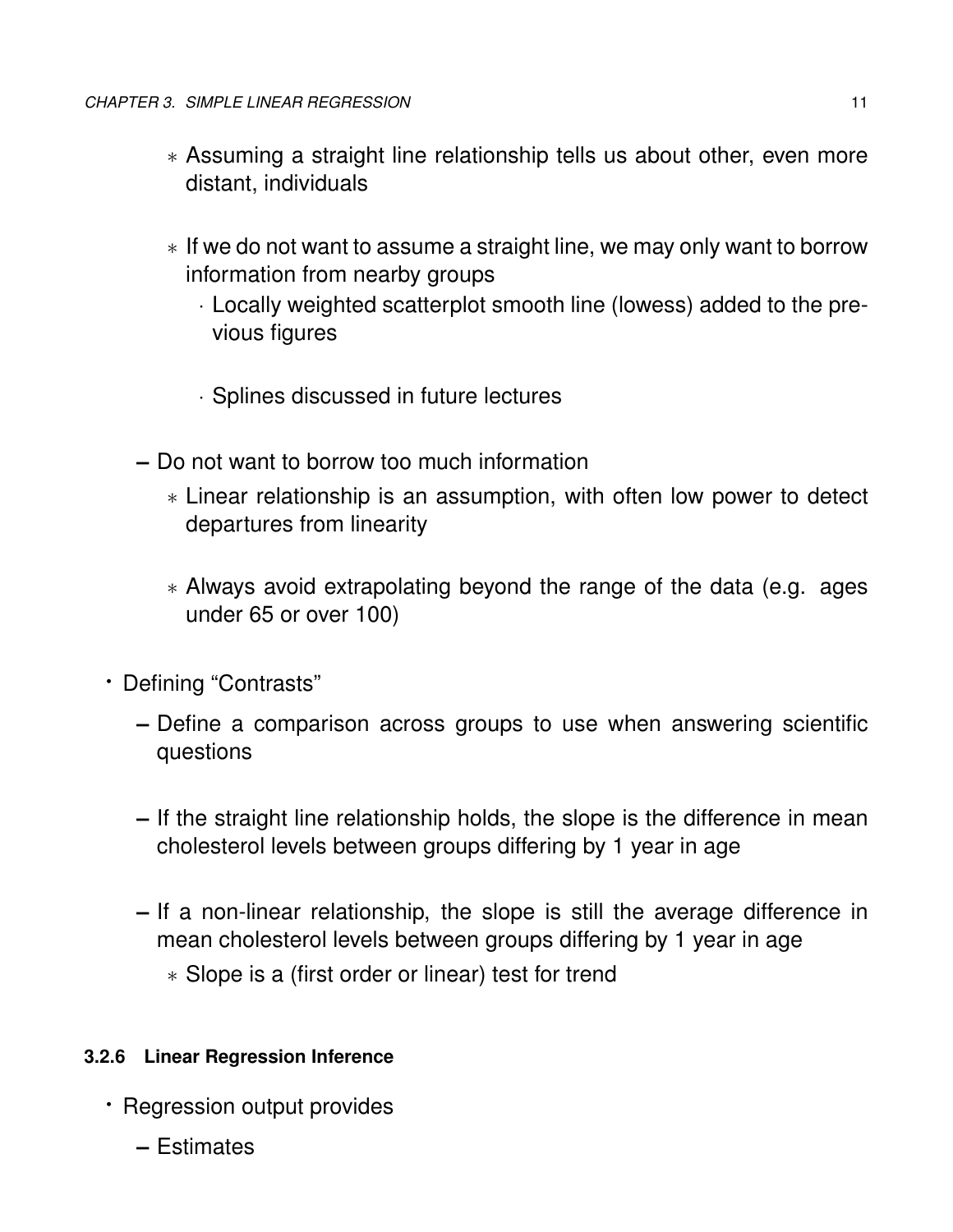* Assuming a straight line relationship tells us about other, even more distant, individuals

        * If we do not want to assume a straight line, we may only want to borrow information from nearby groups

            - Locally weighted scatterplot smooth line (lowess) added to the previous figures

            - Splines discussed in future lectures

    - Do not want to borrow too much information

        * Linear relationship is an assumption, with often low power to detect departures from linearity

        * Always avoid extrapolating beyond the range of the data (e.g. ages under 65 or over 100)

- Defining "Contrasts"

    - Define a comparison across groups to use when answering scientific questions

    - If the straight line relationship holds, the slope is the difference in mean cholesterol levels between groups differing by 1 year in age

    - If a non-linear relationship, the slope is still the average difference in mean cholesterol levels between groups differing by 1 year in age

        * Slope is a (first order or linear) test for trend

#### 3.2.6 Linear Regression Inference

- Regression output provides

    - Estimates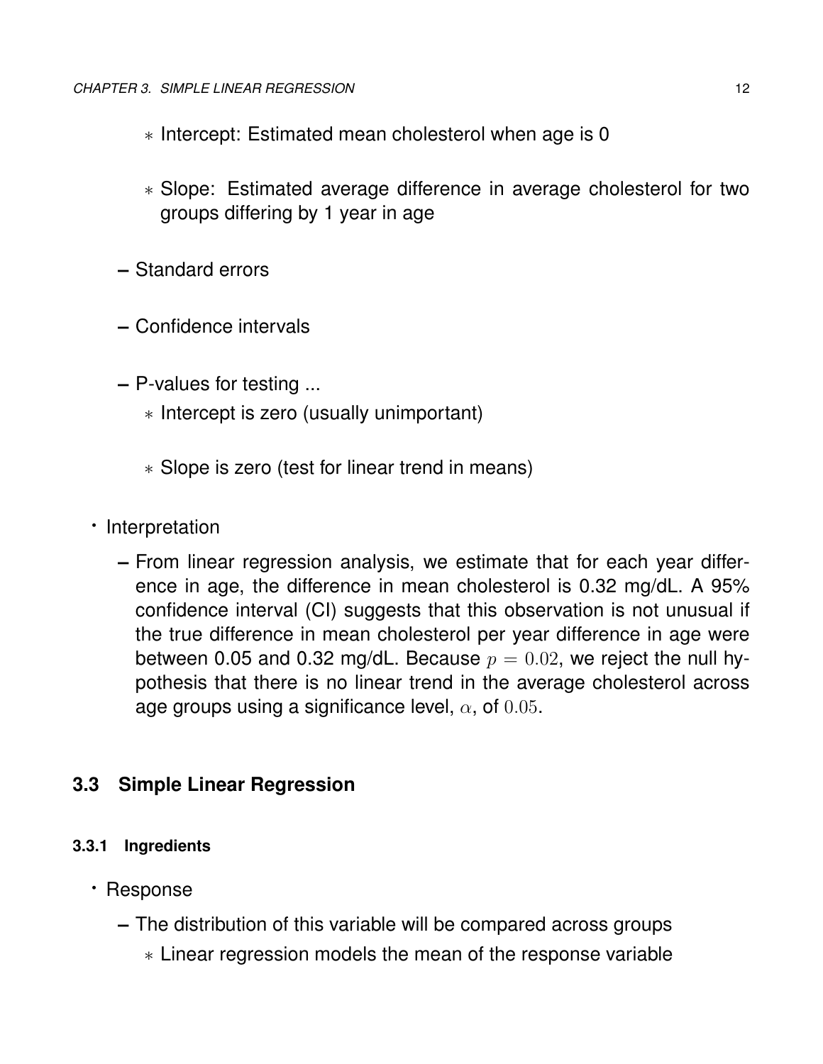- Intercept: Estimated mean cholesterol when age is 0

    - Slope: Estimated average difference in average cholesterol for two groups differing by 1 year in age

  - Standard errors

  - Confidence intervals

  - P-values for testing ...
    - Intercept is zero (usually unimportant)

    - Slope is zero (test for linear trend in means)

- Interpretation

  - From linear regression analysis, we estimate that for each year difference in age, the difference in mean cholesterol is 0.32 mg/dL. A 95% confidence interval (CI) suggests that this observation is not unusual if the true difference in mean cholesterol per year difference in age were between 0.05 and 0.32 mg/dL. Because $p = 0.02$, we reject the null hypothesis that there is no linear trend in the average cholesterol across age groups using a significance level, $\alpha$, of $0.05$.

## 3.3 Simple Linear Regression

### 3.3.1 Ingredients

- Response

  - The distribution of this variable will be compared across groups
    - Linear regression models the mean of the response variable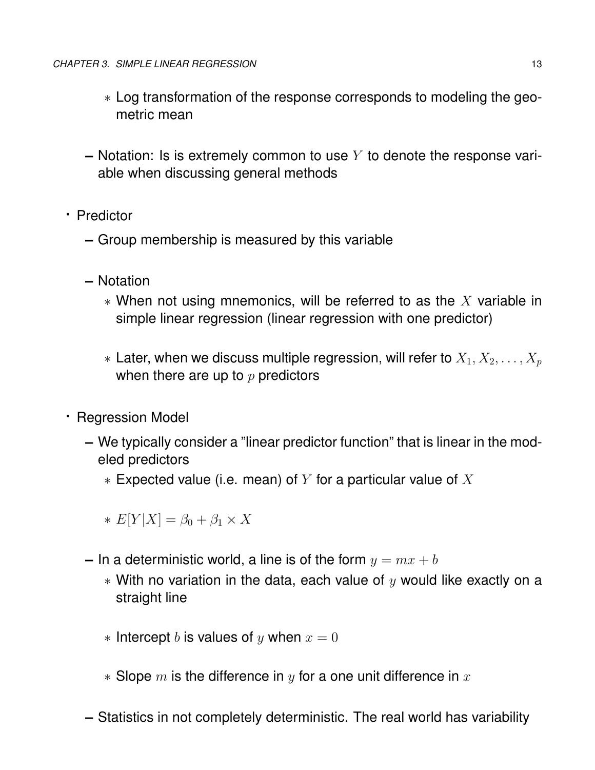- Log transformation of the response corresponds to modeling the geometric mean

  - Notation: Is is extremely common to use $Y$ to denote the response variable when discussing general methods

- Predictor
  - Group membership is measured by this variable
  - Notation
    - When not using mnemonics, will be referred to as the $X$ variable in simple linear regression (linear regression with one predictor)
    - Later, when we discuss multiple regression, will refer to $X_1, X_2, \ldots, X_p$ when there are up to $p$ predictors

- Regression Model
  - We typically consider a "linear predictor function" that is linear in the modeled predictors
    - Expected value (i.e. mean) of $Y$ for a particular value of $X$
    - $E[Y|X] = \beta_0 + \beta_1 \times X$
  - In a deterministic world, a line is of the form $y = mx + b$
    - With no variation in the data, each value of $y$ would like exactly on a straight line
    - Intercept $b$ is values of $y$ when $x = 0$
    - Slope $m$ is the difference in $y$ for a one unit difference in $x$
  - Statistics in not completely deterministic. The real world has variability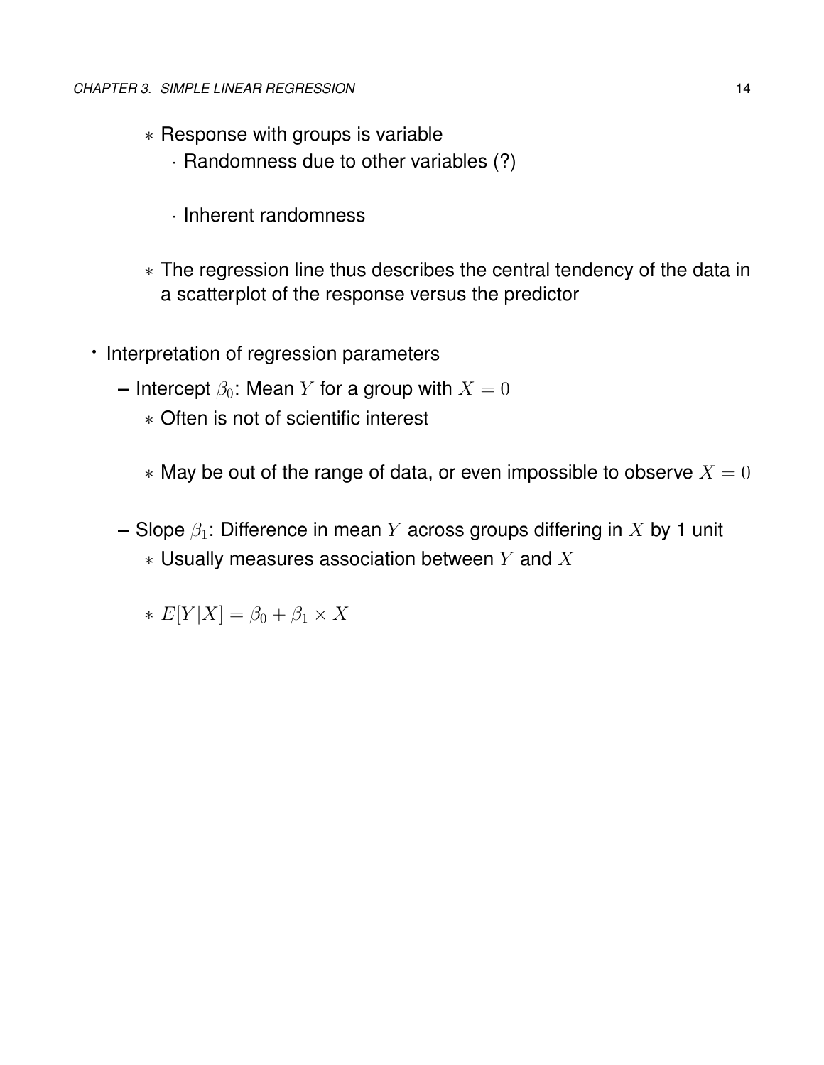* Response with groups is variable
        - Randomness due to other variables (?)

        - Inherent randomness

    * The regression line thus describes the central tendency of the data in a scatterplot of the response versus the predictor

- Interpretation of regression parameters
    - Intercept $\beta_0$: Mean $Y$ for a group with $X = 0$
        * Often is not of scientific interest

        * May be out of the range of data, or even impossible to observe $X = 0$

    - Slope $\beta_1$: Difference in mean $Y$ across groups differing in $X$ by 1 unit
        * Usually measures association between $Y$ and $X$

        * $E[Y|X] = \beta_0 + \beta_1 \times X$